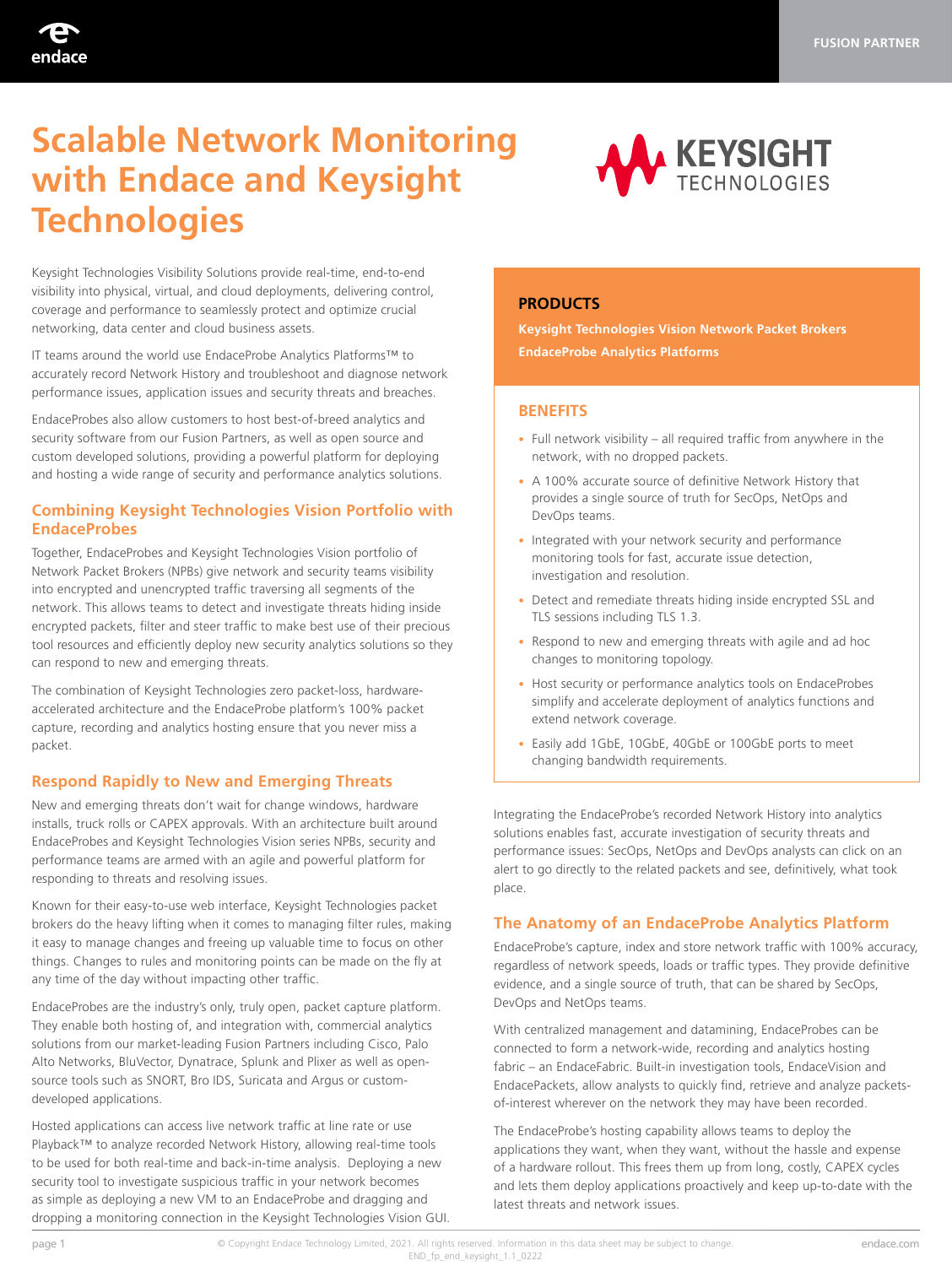# Scalable Network Monitoring with Endace and Keysight Technologies

Keysight Technologies Visibility Solutions provide real-time, end-to-end visibility into physical, virtual, and cloud deployments, delivering control, coverage and performance to seamlessly protect and optimize crucial networking, data center and cloud business assets.

IT teams around the world use EndaceProbe Analytics Platforms™ to accurately record Network History and troubleshoot and diagnose network performance issues, application issues and security threats and breaches.

EndaceProbes also allow customers to host best-of-breed analytics and security software from our Fusion Partners, as well as open source and custom developed solutions, providing a powerful platform for deploying and hosting a wide range of security and performance analytics solutions.

## Combining Keysight Technologies Vision Portfolio with EndaceProbes

Together, EndaceProbes and Keysight Technologies Vision portfolio of Network Packet Brokers (NPBs) give network and security teams visibility into encrypted and unencrypted traffic traversing all segments of the network. This allows teams to detect and investigate threats hiding inside encrypted packets, filter and steer traffic to make best use of their precious tool resources and efficiently deploy new security analytics solutions so they can respond to new and emerging threats.

The combination of Keysight Technologies zero packet-loss, hardware-accelerated architecture and the EndaceProbe platform's 100% packet capture, recording and analytics hosting ensure that you never miss a packet.

## Respond Rapidly to New and Emerging Threats

New and emerging threats don't wait for change windows, hardware installs, truck rolls or CAPEX approvals. With an architecture built around EndaceProbes and Keysight Technologies Vision series NPBs, security and performance teams are armed with an agile and powerful platform for responding to threats and resolving issues.

Known for their easy-to-use web interface, Keysight Technologies packet brokers do the heavy lifting when it comes to managing filter rules, making it easy to manage changes and freeing up valuable time to focus on other things. Changes to rules and monitoring points can be made on the fly at any time of the day without impacting other traffic.

EndaceProbes are the industry's only, truly open, packet capture platform. They enable both hosting of, and integration with, commercial analytics solutions from our market-leading Fusion Partners including Cisco, Palo Alto Networks, BluVector, Dynatrace, Splunk and Plixer as well as open-source tools such as SNORT, Bro IDS, Suricata and Argus or custom-developed applications.

Hosted applications can access live network traffic at line rate or use Playback™ to analyze recorded Network History, allowing real-time tools to be used for both real-time and back-in-time analysis. Deploying a new security tool to investigate suspicious traffic in your network becomes as simple as deploying a new VM to an EndaceProbe and dragging and dropping a monitoring connection in the Keysight Technologies Vision GUI.

### PRODUCTS

**Keysight Technologies Vision Network Packet Brokers**

**EndaceProbe Analytics Platforms**

### BENEFITS

- Full network visibility – all required traffic from anywhere in the network, with no dropped packets.
- A 100% accurate source of definitive Network History that provides a single source of truth for SecOps, NetOps and DevOps teams.
- Integrated with your network security and performance monitoring tools for fast, accurate issue detection, investigation and resolution.
- Detect and remediate threats hiding inside encrypted SSL and TLS sessions including TLS 1.3.
- Respond to new and emerging threats with agile and ad hoc changes to monitoring topology.
- Host security or performance analytics tools on EndaceProbes simplify and accelerate deployment of analytics functions and extend network coverage.
- Easily add 1GbE, 10GbE, 40GbE or 100GbE ports to meet changing bandwidth requirements.

Integrating the EndaceProbe's recorded Network History into analytics solutions enables fast, accurate investigation of security threats and performance issues: SecOps, NetOps and DevOps analysts can click on an alert to go directly to the related packets and see, definitively, what took place.

## The Anatomy of an EndaceProbe Analytics Platform

EndaceProbe's capture, index and store network traffic with 100% accuracy, regardless of network speeds, loads or traffic types. They provide definitive evidence, and a single source of truth, that can be shared by SecOps, DevOps and NetOps teams.

With centralized management and datamining, EndaceProbes can be connected to form a network-wide, recording and analytics hosting fabric – an EndaceFabric. Built-in investigation tools, EndaceVision and EndacePackets, allow analysts to quickly find, retrieve and analyze packets-of-interest wherever on the network they may have been recorded.

The EndaceProbe's hosting capability allows teams to deploy the applications they want, when they want, without the hassle and expense of a hardware rollout. This frees them up from long, costly, CAPEX cycles and lets them deploy applications proactively and keep up-to-date with the latest threats and network issues.

© Copyright Endace Technology Limited, 2021. All rights reserved. Information in this data sheet may be subject to change.
END_fp_end_keysight_1.1_0222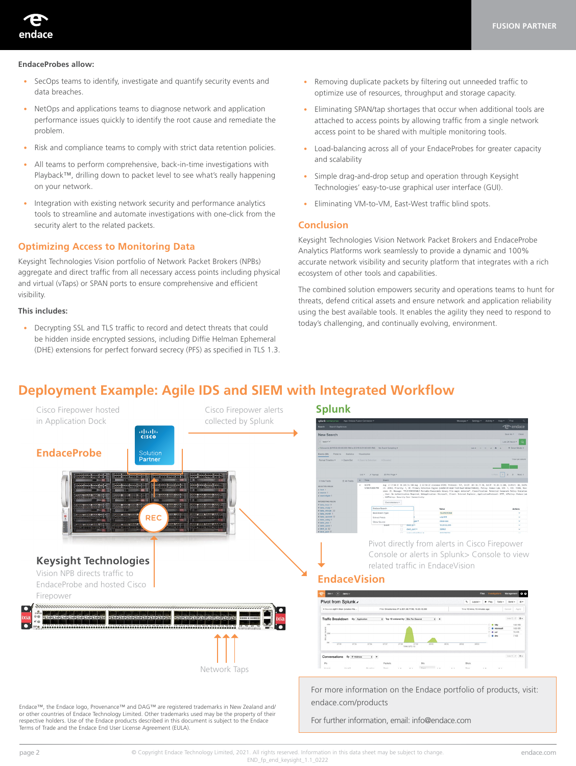**EndaceProbes allow:**

- SecOps teams to identify, investigate and quantify security events and data breaches.
- NetOps and applications teams to diagnose network and application performance issues quickly to identify the root cause and remediate the problem.
- Risk and compliance teams to comply with strict data retention policies.
- All teams to perform comprehensive, back-in-time investigations with Playback™, drilling down to packet level to see what's really happening on your network.
- Integration with existing network security and performance analytics tools to streamline and automate investigations with one-click from the security alert to the related packets.

## Optimizing Access to Monitoring Data

Keysight Technologies Vision portfolio of Network Packet Brokers (NPBs) aggregate and direct traffic from all necessary access points including physical and virtual (vTaps) or SPAN ports to ensure comprehensive and efficient visibility.

**This includes:**

- Decrypting SSL and TLS traffic to record and detect threats that could be hidden inside encrypted sessions, including Diffie Helman Ephemeral (DHE) extensions for perfect forward secrecy (PFS) as specified in TLS 1.3.
- Removing duplicate packets by filtering out unneeded traffic to optimize use of resources, throughput and storage capacity.
- Eliminating SPAN/tap shortages that occur when additional tools are attached to access points by allowing traffic from a single network access point to be shared with multiple monitoring tools.
- Load-balancing across all of your EndaceProbes for greater capacity and scalability
- Simple drag-and-drop setup and operation through Keysight Technologies' easy-to-use graphical user interface (GUI).
- Eliminating VM-to-VM, East-West traffic blind spots.

## Conclusion

Keysight Technologies Vision Network Packet Brokers and EndaceProbe Analytics Platforms work seamlessly to provide a dynamic and 100% accurate network visibility and security platform that integrates with a rich ecosystem of other tools and capabilities.

The combined solution empowers security and operations teams to hunt for threats, defend critical assets and ensure network and application reliability using the best available tools. It enables the agility they need to respond to today's challenging, and continually evolving, environment.

## Deployment Example: Agile IDS and SIEM with Integrated Workflow

Cisco Firepower hosted in Application Dock

Cisco Firepower alerts collected by Splunk

**Splunk**

**EndaceProbe**

REC

**Keysight Technologies**

Vision NPB directs traffic to EndaceProbe and hosted Cisco Firepower

Pivot directly from alerts in Cisco Firepower Console or alerts in Splunk> Console to view related traffic in EndaceVision

**EndaceVision**

Network Taps

For more information on the Endace portfolio of products, visit: endace.com/products

For further information, email: info@endace.com

Endace™, the Endace logo, Provenance™ and DAG™ are registered trademarks in New Zealand and/or other countries of Endace Technology Limited. Other trademarks used may be the property of their respective holders. Use of the Endace products described in this document is subject to the Endace Terms of Trade and the Endace End User License Agreement (EULA).

© Copyright Endace Technology Limited, 2021. All rights reserved. Information in this data sheet may be subject to change.
END_fp_end_keysight_1.1_0222